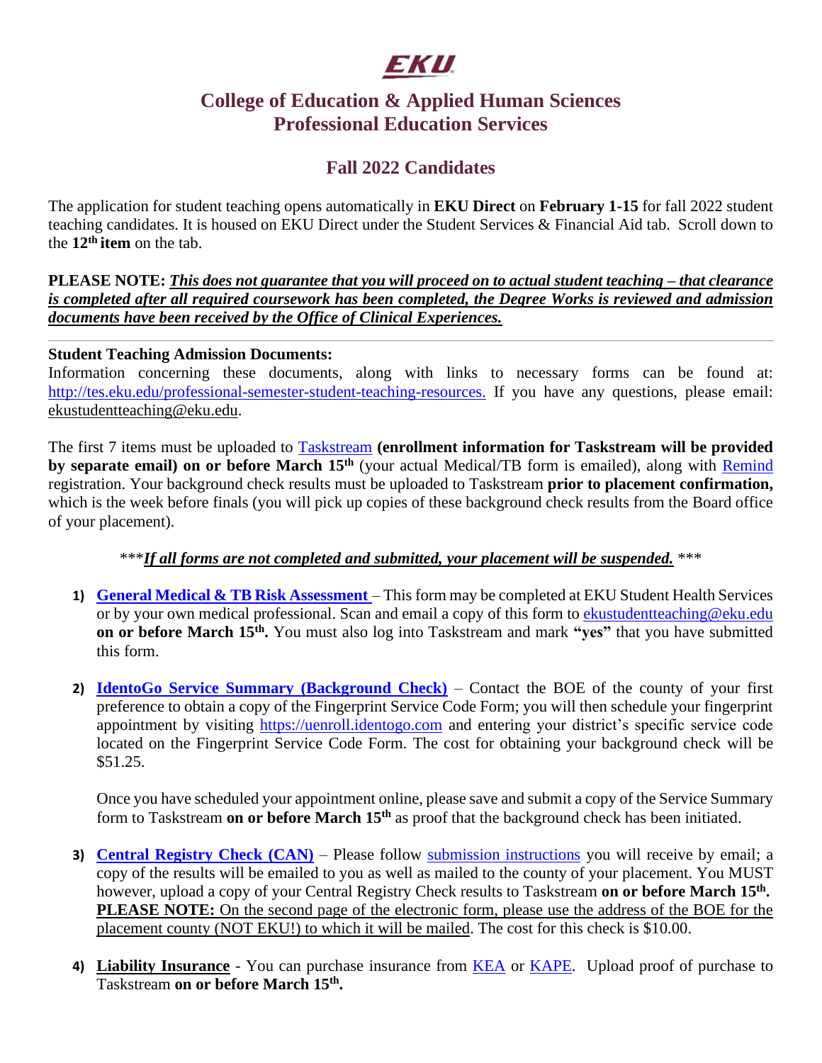# EKU

## College of Education & Applied Human Sciences
## Professional Education Services

### Fall 2022 Candidates

The application for student teaching opens automatically in **EKU Direct** on **February 1-15** for fall 2022 student teaching candidates. It is housed on EKU Direct under the Student Services & Financial Aid tab. Scroll down to the **12th item** on the tab.

**PLEASE NOTE:** ***This does not guarantee that you will proceed on to actual student teaching – that clearance is completed after all required coursework has been completed, the Degree Works is reviewed and admission documents have been received by the Office of Clinical Experiences.***

---

**Student Teaching Admission Documents:**
Information concerning these documents, along with links to necessary forms can be found at: http://tes.eku.edu/professional-semester-student-teaching-resources. If you have any questions, please email: ekustudentteaching@eku.edu.

The first 7 items must be uploaded to Taskstream **(enrollment information for Taskstream will be provided by separate email) on or before March 15th** (your actual Medical/TB form is emailed), along with Remind registration. Your background check results must be uploaded to Taskstream **prior to placement confirmation,** which is the week before finals (you will pick up copies of these background check results from the Board office of your placement).

****If all forms are not completed and submitted, your placement will be suspended.* ***

1) **General Medical & TB Risk Assessment** – This form may be completed at EKU Student Health Services or by your own medical professional. Scan and email a copy of this form to ekustudentteaching@eku.edu **on or before March 15th.** You must also log into Taskstream and mark **"yes"** that you have submitted this form.

2) **IdentoGo Service Summary (Background Check)** – Contact the BOE of the county of your first preference to obtain a copy of the Fingerprint Service Code Form; you will then schedule your fingerprint appointment by visiting https://uenroll.identogo.com and entering your district's specific service code located on the Fingerprint Service Code Form. The cost for obtaining your background check will be $51.25.

   Once you have scheduled your appointment online, please save and submit a copy of the Service Summary form to Taskstream **on or before March 15th** as proof that the background check has been initiated.

3) **Central Registry Check (CAN)** – Please follow submission instructions you will receive by email; a copy of the results will be emailed to you as well as mailed to the county of your placement. You MUST however, upload a copy of your Central Registry Check results to Taskstream **on or before March 15th.** **PLEASE NOTE:** On the second page of the electronic form, please use the address of the BOE for the placement county (NOT EKU!) to which it will be mailed. The cost for this check is $10.00.

4) **Liability Insurance** - You can purchase insurance from KEA or KAPE. Upload proof of purchase to Taskstream **on or before March 15th.**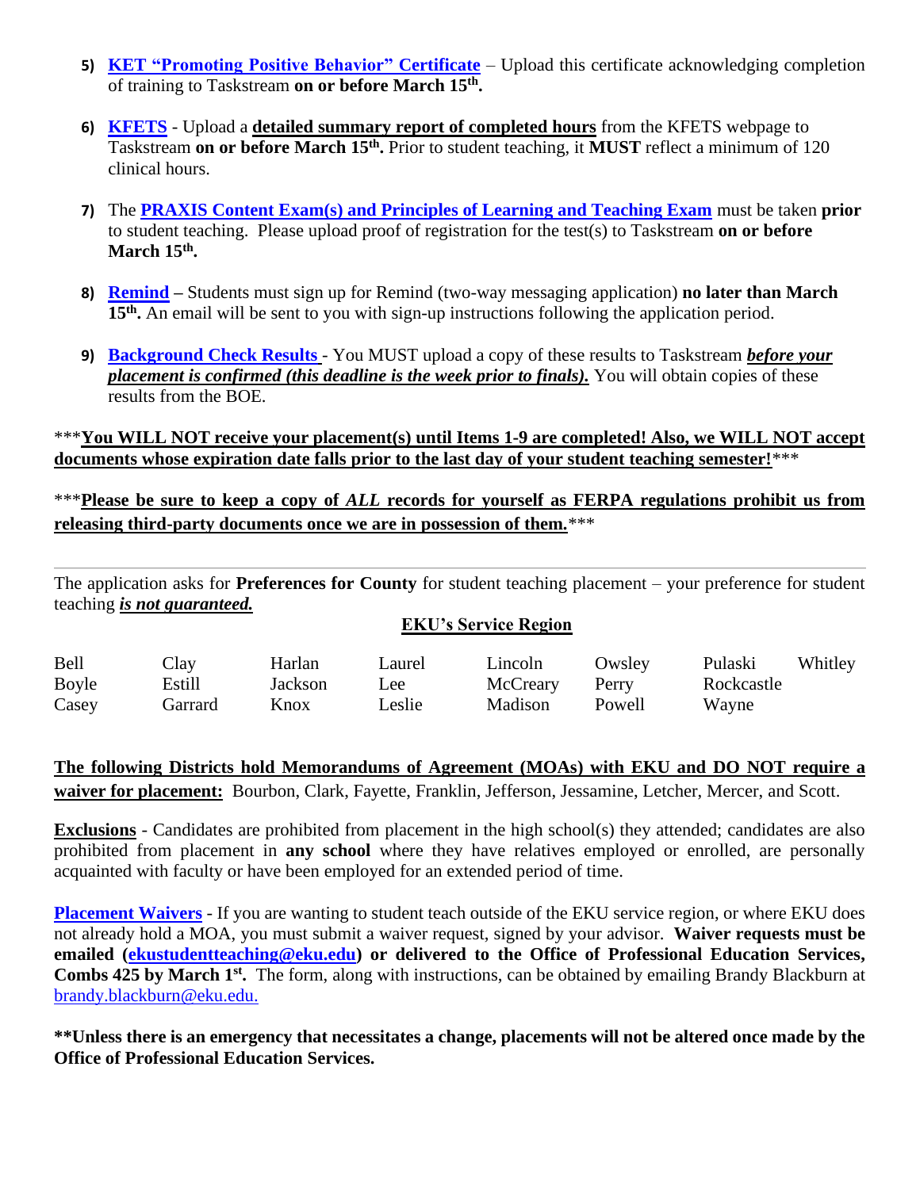5) **KET "Promoting Positive Behavior" Certificate** – Upload this certificate acknowledging completion of training to Taskstream **on or before March 15th.**

6) **KFETS** - Upload a **detailed summary report of completed hours** from the KFETS webpage to Taskstream **on or before March 15th.** Prior to student teaching, it **MUST** reflect a minimum of 120 clinical hours.

7) The **PRAXIS Content Exam(s) and Principles of Learning and Teaching Exam** must be taken **prior** to student teaching. Please upload proof of registration for the test(s) to Taskstream **on or before March 15th.**

8) **Remind** – Students must sign up for Remind (two-way messaging application) **no later than March 15th.** An email will be sent to you with sign-up instructions following the application period.

9) **Background Check Results** - You MUST upload a copy of these results to Taskstream ***before your placement is confirmed (this deadline is the week prior to finals).*** You will obtain copies of these results from the BOE.

***__**You WILL NOT receive your placement(s) until Items 1-9 are completed! Also, we WILL NOT accept documents whose expiration date falls prior to the last day of your student teaching semester!**__***

***__**Please be sure to keep a copy of *ALL* records for yourself as FERPA regulations prohibit us from releasing third-party documents once we are in possession of them.**__***

---

The application asks for **Preferences for County** for student teaching placement – your preference for student teaching ***is not guaranteed.***

**EKU's Service Region**

| | | | | | | | |
|---|---|---|---|---|---|---|---|
| Bell | Clay | Harlan | Laurel | Lincoln | Owsley | Pulaski | Whitley |
| Boyle | Estill | Jackson | Lee | McCreary | Perry | Rockcastle | |
| Casey | Garrard | Knox | Leslie | Madison | Powell | Wayne | |

**The following Districts hold Memorandums of Agreement (MOAs) with EKU and DO NOT require a waiver for placement:** Bourbon, Clark, Fayette, Franklin, Jefferson, Jessamine, Letcher, Mercer, and Scott.

**Exclusions** - Candidates are prohibited from placement in the high school(s) they attended; candidates are also prohibited from placement in **any school** where they have relatives employed or enrolled, are personally acquainted with faculty or have been employed for an extended period of time.

**Placement Waivers** - If you are wanting to student teach outside of the EKU service region, or where EKU does not already hold a MOA, you must submit a waiver request, signed by your advisor. **Waiver requests must be emailed (ekustudentteaching@eku.edu) or delivered to the Office of Professional Education Services, Combs 425 by March 1st.** The form, along with instructions, can be obtained by emailing Brandy Blackburn at brandy.blackburn@eku.edu.

**\*\*Unless there is an emergency that necessitates a change, placements will not be altered once made by the Office of Professional Education Services.**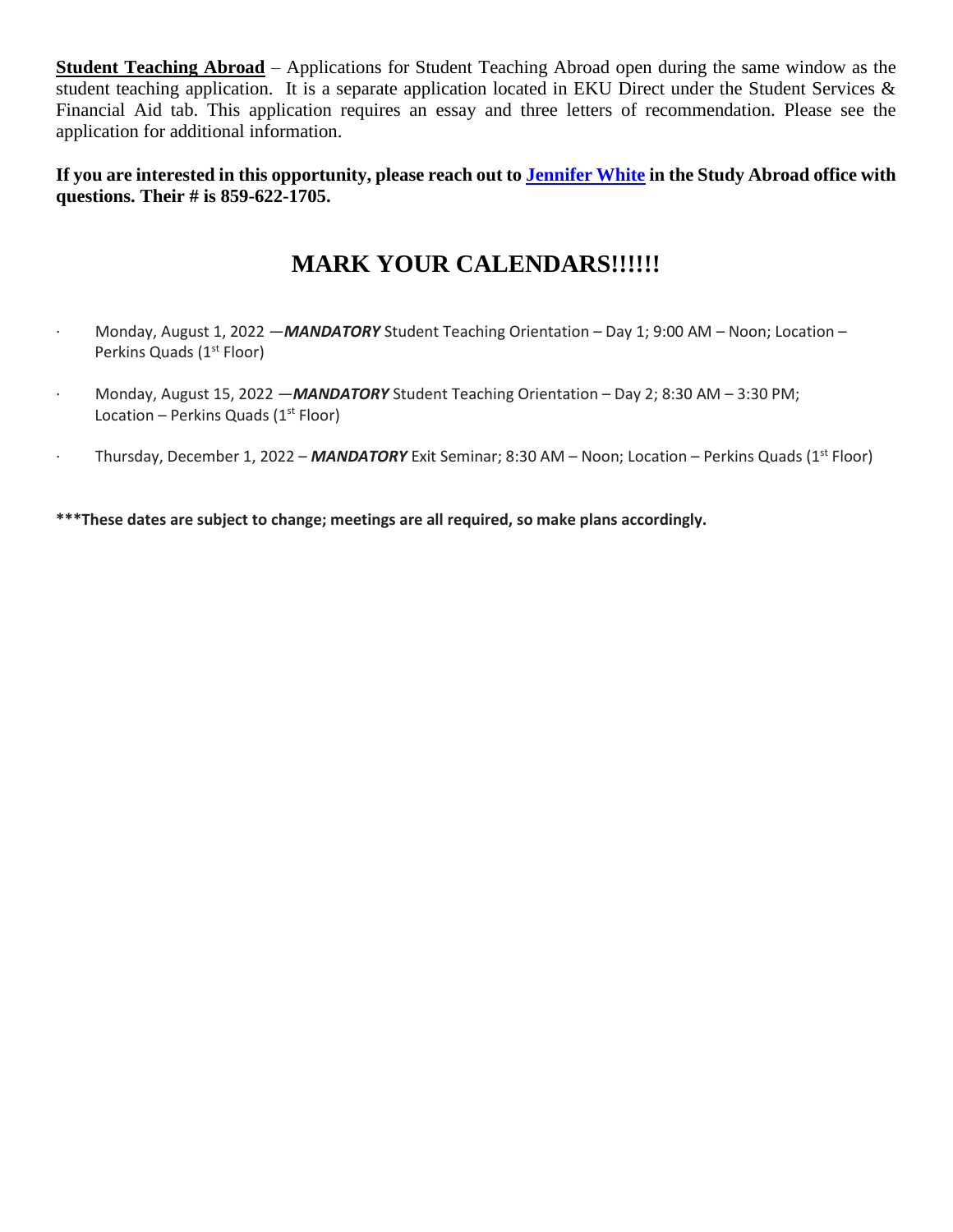**Student Teaching Abroad** – Applications for Student Teaching Abroad open during the same window as the student teaching application. It is a separate application located in EKU Direct under the Student Services & Financial Aid tab. This application requires an essay and three letters of recommendation. Please see the application for additional information.

**If you are interested in this opportunity, please reach out to Jennifer White in the Study Abroad office with questions. Their # is 859-622-1705.**

# MARK YOUR CALENDARS!!!!!!

- Monday, August 1, 2022 —***MANDATORY*** Student Teaching Orientation – Day 1; 9:00 AM – Noon; Location – Perkins Quads (1st Floor)
- Monday, August 15, 2022 —***MANDATORY*** Student Teaching Orientation – Day 2; 8:30 AM – 3:30 PM; Location – Perkins Quads (1st Floor)
- Thursday, December 1, 2022 – ***MANDATORY*** Exit Seminar; 8:30 AM – Noon; Location – Perkins Quads (1st Floor)

**\*\*\*These dates are subject to change; meetings are all required, so make plans accordingly.**